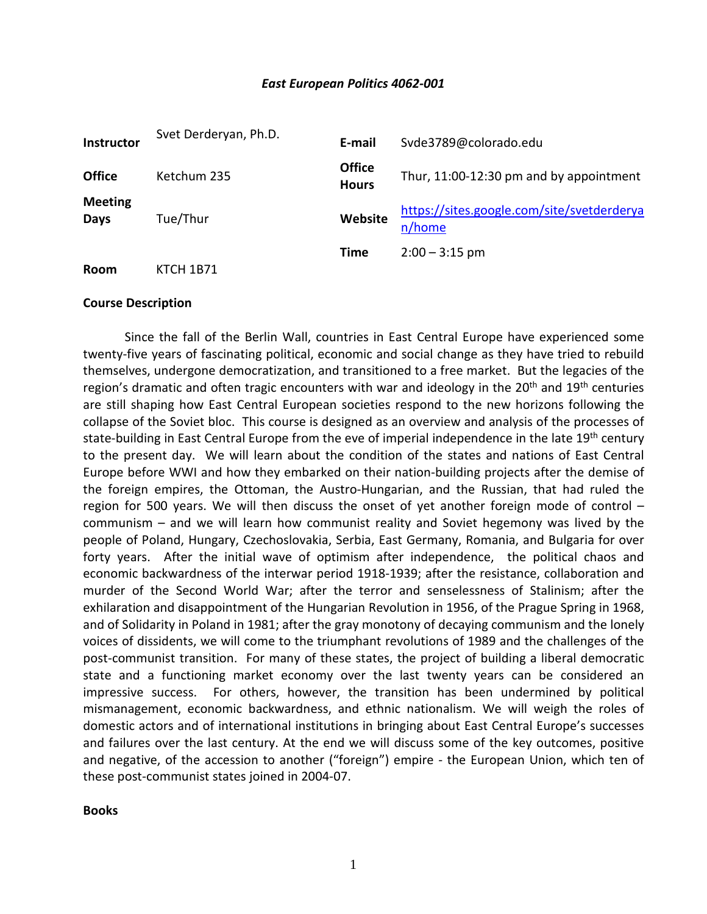*East European Politics 4062-001*

| | | | |
|---|---|---|---|
| **Instructor** | Svet Derderyan, Ph.D. | **E-mail** | Svde3789@colorado.edu |
| **Office** | Ketchum 235 | **Office Hours** | Thur, 11:00-12:30 pm and by appointment |
| **Meeting Days** | Tue/Thur | **Website** | https://sites.google.com/site/svetderderyan/home |
| | | **Time** | 2:00 – 3:15 pm |
| **Room** | KTCH 1B71 | | |

**Course Description**

Since the fall of the Berlin Wall, countries in East Central Europe have experienced some twenty-five years of fascinating political, economic and social change as they have tried to rebuild themselves, undergone democratization, and transitioned to a free market. But the legacies of the region's dramatic and often tragic encounters with war and ideology in the 20th and 19th centuries are still shaping how East Central European societies respond to the new horizons following the collapse of the Soviet bloc. This course is designed as an overview and analysis of the processes of state-building in East Central Europe from the eve of imperial independence in the late 19th century to the present day. We will learn about the condition of the states and nations of East Central Europe before WWI and how they embarked on their nation-building projects after the demise of the foreign empires, the Ottoman, the Austro-Hungarian, and the Russian, that had ruled the region for 500 years. We will then discuss the onset of yet another foreign mode of control – communism – and we will learn how communist reality and Soviet hegemony was lived by the people of Poland, Hungary, Czechoslovakia, Serbia, East Germany, Romania, and Bulgaria for over forty years. After the initial wave of optimism after independence, the political chaos and economic backwardness of the interwar period 1918-1939; after the resistance, collaboration and murder of the Second World War; after the terror and senselessness of Stalinism; after the exhilaration and disappointment of the Hungarian Revolution in 1956, of the Prague Spring in 1968, and of Solidarity in Poland in 1981; after the gray monotony of decaying communism and the lonely voices of dissidents, we will come to the triumphant revolutions of 1989 and the challenges of the post-communist transition. For many of these states, the project of building a liberal democratic state and a functioning market economy over the last twenty years can be considered an impressive success. For others, however, the transition has been undermined by political mismanagement, economic backwardness, and ethnic nationalism. We will weigh the roles of domestic actors and of international institutions in bringing about East Central Europe's successes and failures over the last century. At the end we will discuss some of the key outcomes, positive and negative, of the accession to another ("foreign") empire - the European Union, which ten of these post-communist states joined in 2004-07.

**Books**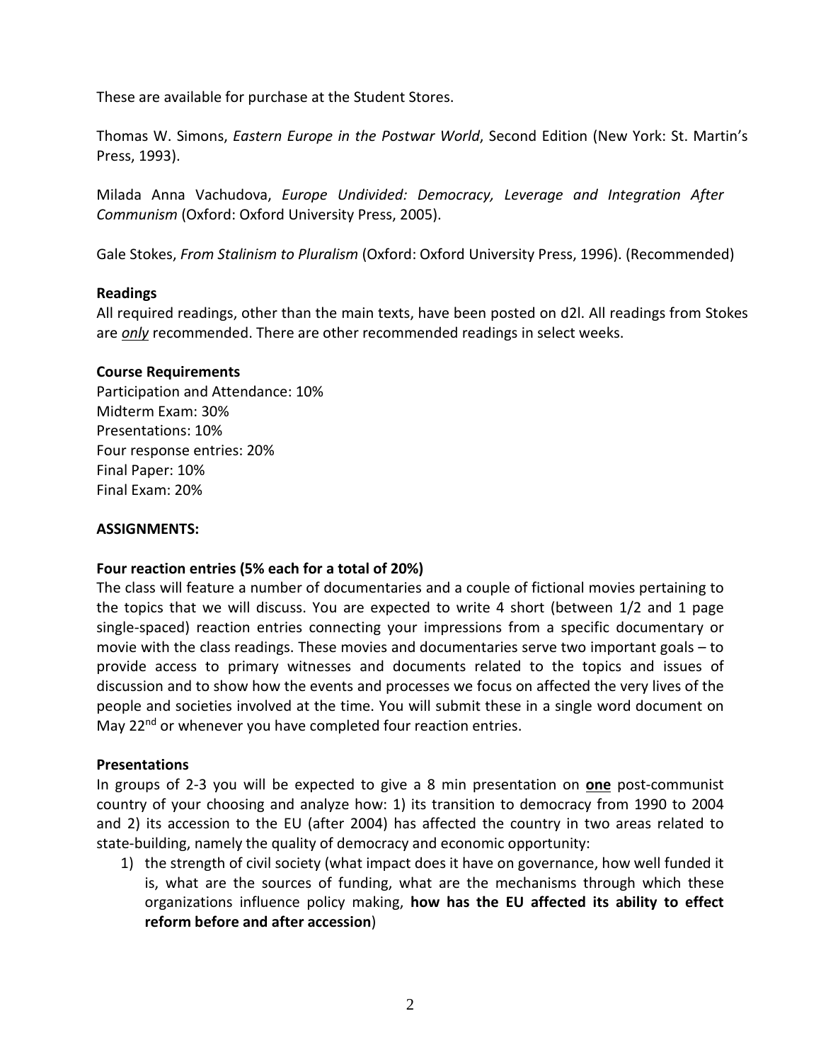These are available for purchase at the Student Stores.

Thomas W. Simons, *Eastern Europe in the Postwar World*, Second Edition (New York: St. Martin's Press, 1993).

Milada Anna Vachudova, *Europe Undivided: Democracy, Leverage and Integration After Communism* (Oxford: Oxford University Press, 2005).

Gale Stokes, *From Stalinism to Pluralism* (Oxford: Oxford University Press, 1996). (Recommended)

**Readings**
All required readings, other than the main texts, have been posted on d2l. All readings from Stokes are ***only*** recommended. There are other recommended readings in select weeks.

**Course Requirements**
Participation and Attendance: 10%
Midterm Exam: 30%
Presentations: 10%
Four response entries: 20%
Final Paper: 10%
Final Exam: 20%

**ASSIGNMENTS:**

**Four reaction entries (5% each for a total of 20%)**
The class will feature a number of documentaries and a couple of fictional movies pertaining to the topics that we will discuss. You are expected to write 4 short (between 1/2 and 1 page single-spaced) reaction entries connecting your impressions from a specific documentary or movie with the class readings. These movies and documentaries serve two important goals – to provide access to primary witnesses and documents related to the topics and issues of discussion and to show how the events and processes we focus on affected the very lives of the people and societies involved at the time. You will submit these in a single word document on May 22nd or whenever you have completed four reaction entries.

**Presentations**
In groups of 2-3 you will be expected to give a 8 min presentation on **one** post-communist country of your choosing and analyze how: 1) its transition to democracy from 1990 to 2004 and 2) its accession to the EU (after 2004) has affected the country in two areas related to state-building, namely the quality of democracy and economic opportunity:

1) the strength of civil society (what impact does it have on governance, how well funded it is, what are the sources of funding, what are the mechanisms through which these organizations influence policy making, **how has the EU affected its ability to effect reform before and after accession**)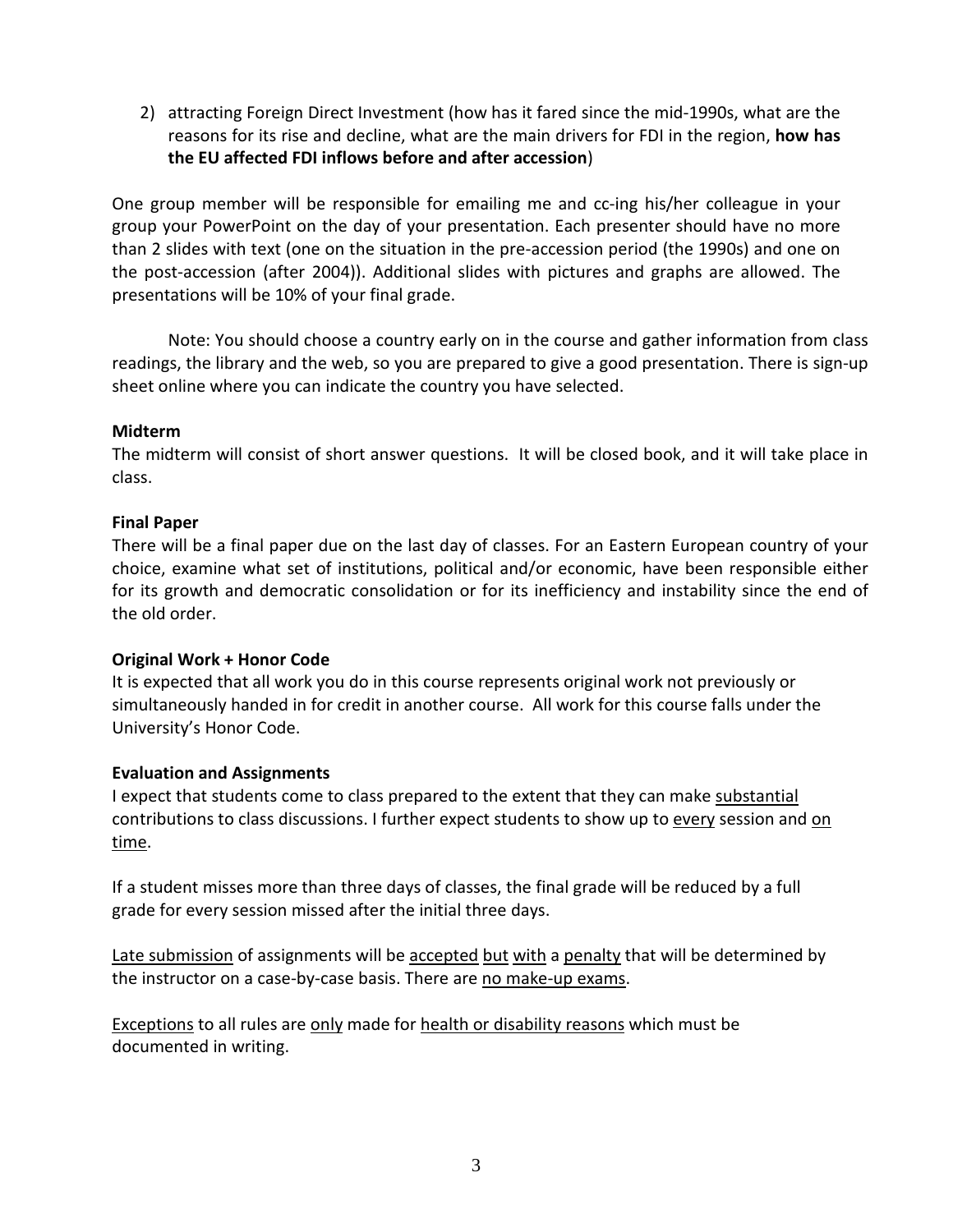2) attracting Foreign Direct Investment (how has it fared since the mid-1990s, what are the reasons for its rise and decline, what are the main drivers for FDI in the region, **how has the EU affected FDI inflows before and after accession**)

One group member will be responsible for emailing me and cc-ing his/her colleague in your group your PowerPoint on the day of your presentation. Each presenter should have no more than 2 slides with text (one on the situation in the pre-accession period (the 1990s) and one on the post-accession (after 2004)). Additional slides with pictures and graphs are allowed. The presentations will be 10% of your final grade.

Note: You should choose a country early on in the course and gather information from class readings, the library and the web, so you are prepared to give a good presentation. There is sign-up sheet online where you can indicate the country you have selected.

**Midterm**

The midterm will consist of short answer questions. It will be closed book, and it will take place in class.

**Final Paper**

There will be a final paper due on the last day of classes. For an Eastern European country of your choice, examine what set of institutions, political and/or economic, have been responsible either for its growth and democratic consolidation or for its inefficiency and instability since the end of the old order.

**Original Work + Honor Code**

It is expected that all work you do in this course represents original work not previously or simultaneously handed in for credit in another course. All work for this course falls under the University's Honor Code.

**Evaluation and Assignments**

I expect that students come to class prepared to the extent that they can make substantial contributions to class discussions. I further expect students to show up to every session and on time.

If a student misses more than three days of classes, the final grade will be reduced by a full grade for every session missed after the initial three days.

Late submission of assignments will be accepted but with a penalty that will be determined by the instructor on a case-by-case basis. There are no make-up exams.

Exceptions to all rules are only made for health or disability reasons which must be documented in writing.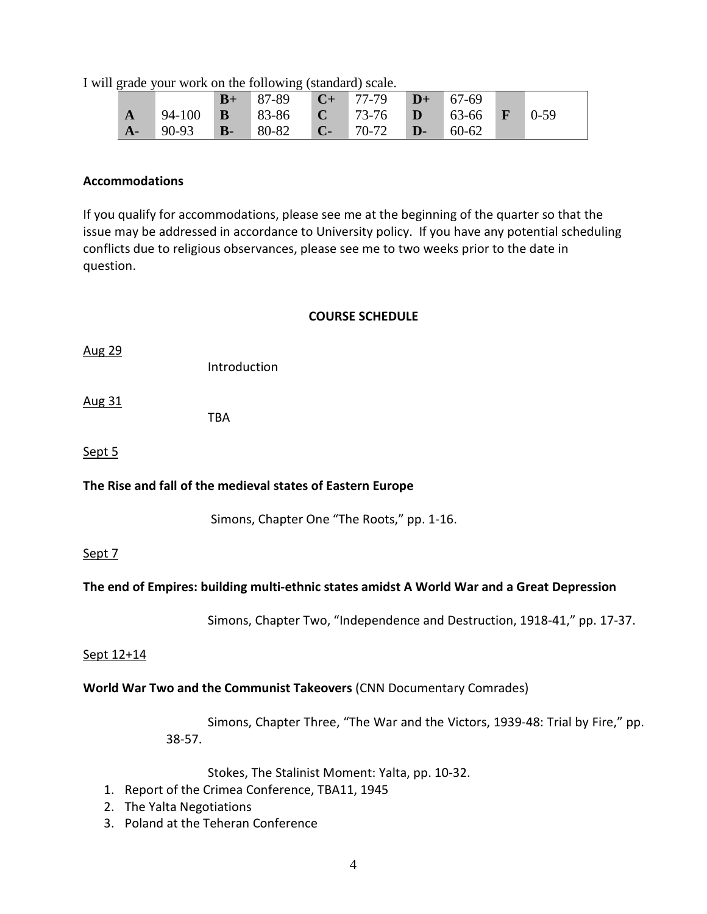I will grade your work on the following (standard) scale.

| | | | | | | | | | |
|---|---|---|---|---|---|---|---|---|---|
| | | **B+** | 87-89 | **C+** | 77-79 | **D+** | 67-69 | | |
| **A** | 94-100 | **B** | 83-86 | **C** | 73-76 | **D** | 63-66 | **F** | 0-59 |
| **A-** | 90-93 | **B-** | 80-82 | **C-** | 70-72 | **D-** | 60-62 | | |

**Accommodations**

If you qualify for accommodations, please see me at the beginning of the quarter so that the issue may be addressed in accordance to University policy. If you have any potential scheduling conflicts due to religious observances, please see me to two weeks prior to the date in question.

**COURSE SCHEDULE**

Aug 29

Introduction

Aug 31

TBA

Sept 5

**The Rise and fall of the medieval states of Eastern Europe**

Simons, Chapter One "The Roots," pp. 1-16.

Sept 7

**The end of Empires: building multi-ethnic states amidst A World War and a Great Depression**

Simons, Chapter Two, "Independence and Destruction, 1918-41," pp. 17-37.

Sept 12+14

**World War Two and the Communist Takeovers** (CNN Documentary Comrades)

Simons, Chapter Three, "The War and the Victors, 1939-48: Trial by Fire," pp. 38-57.

Stokes, The Stalinist Moment: Yalta, pp. 10-32.

1. Report of the Crimea Conference, TBA11, 1945
2. The Yalta Negotiations
3. Poland at the Teheran Conference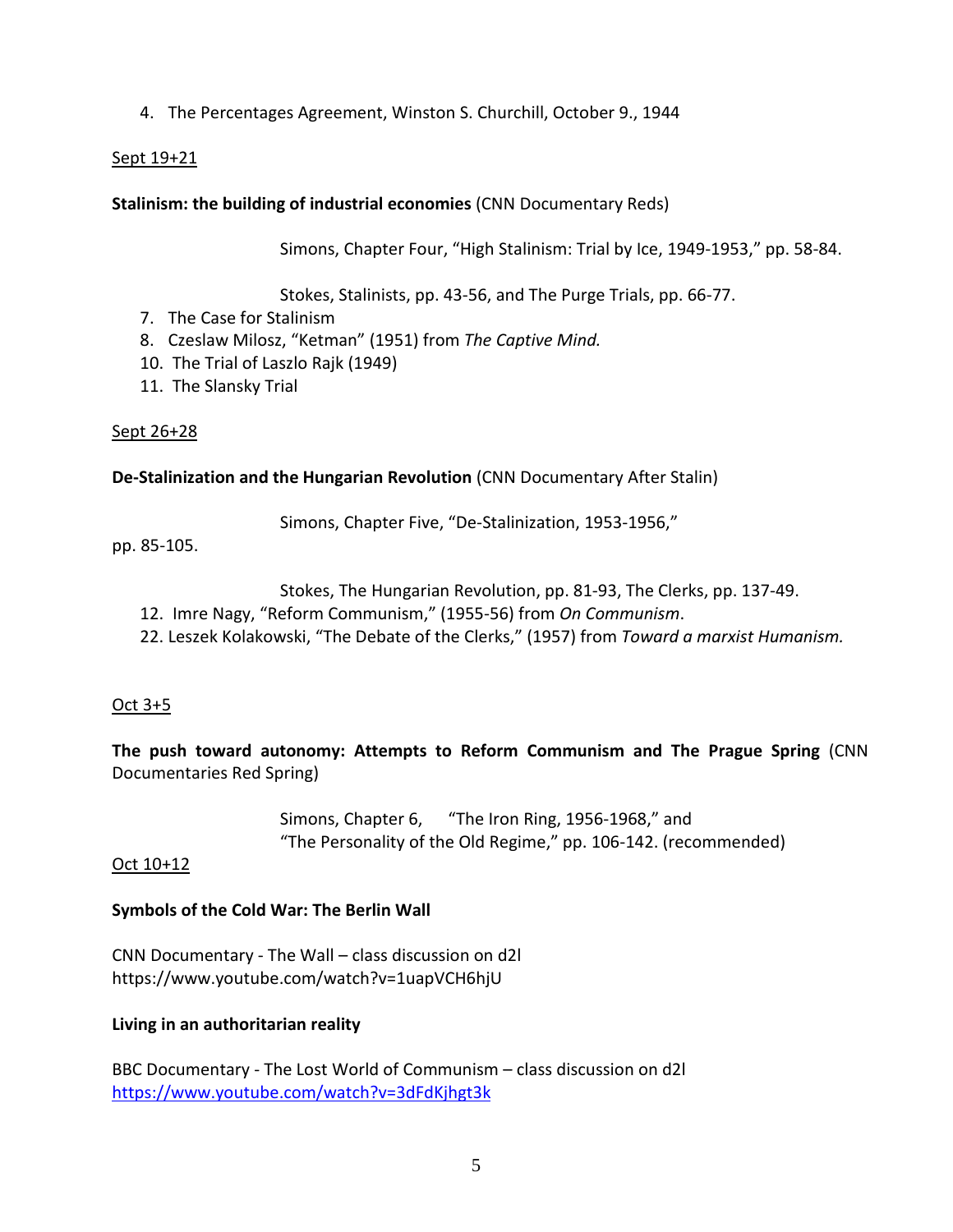4. The Percentages Agreement, Winston S. Churchill, October 9., 1944

<u>Sept 19+21</u>

**Stalinism: the building of industrial economies** (CNN Documentary Reds)

Simons, Chapter Four, "High Stalinism: Trial by Ice, 1949-1953," pp. 58-84.

Stokes, Stalinists, pp. 43-56, and The Purge Trials, pp. 66-77.

7. The Case for Stalinism
8. Czeslaw Milosz, "Ketman" (1951) from *The Captive Mind.*
10. The Trial of Laszlo Rajk (1949)
11. The Slansky Trial

<u>Sept 26+28</u>

**De-Stalinization and the Hungarian Revolution** (CNN Documentary After Stalin)

Simons, Chapter Five, "De-Stalinization, 1953-1956,"
pp. 85-105.

Stokes, The Hungarian Revolution, pp. 81-93, The Clerks, pp. 137-49.

12. Imre Nagy, "Reform Communism," (1955-56) from *On Communism*.
22. Leszek Kolakowski, "The Debate of the Clerks," (1957) from *Toward a marxist Humanism.*

<u>Oct 3+5</u>

**The push toward autonomy: Attempts to Reform Communism and The Prague Spring** (CNN Documentaries Red Spring)

Simons, Chapter 6, "The Iron Ring, 1956-1968," and
"The Personality of the Old Regime," pp. 106-142. (recommended)

<u>Oct 10+12</u>

**Symbols of the Cold War: The Berlin Wall**

CNN Documentary - The Wall – class discussion on d2l
https://www.youtube.com/watch?v=1uapVCH6hjU

**Living in an authoritarian reality**

BBC Documentary - The Lost World of Communism – class discussion on d2l
https://www.youtube.com/watch?v=3dFdKjhgt3k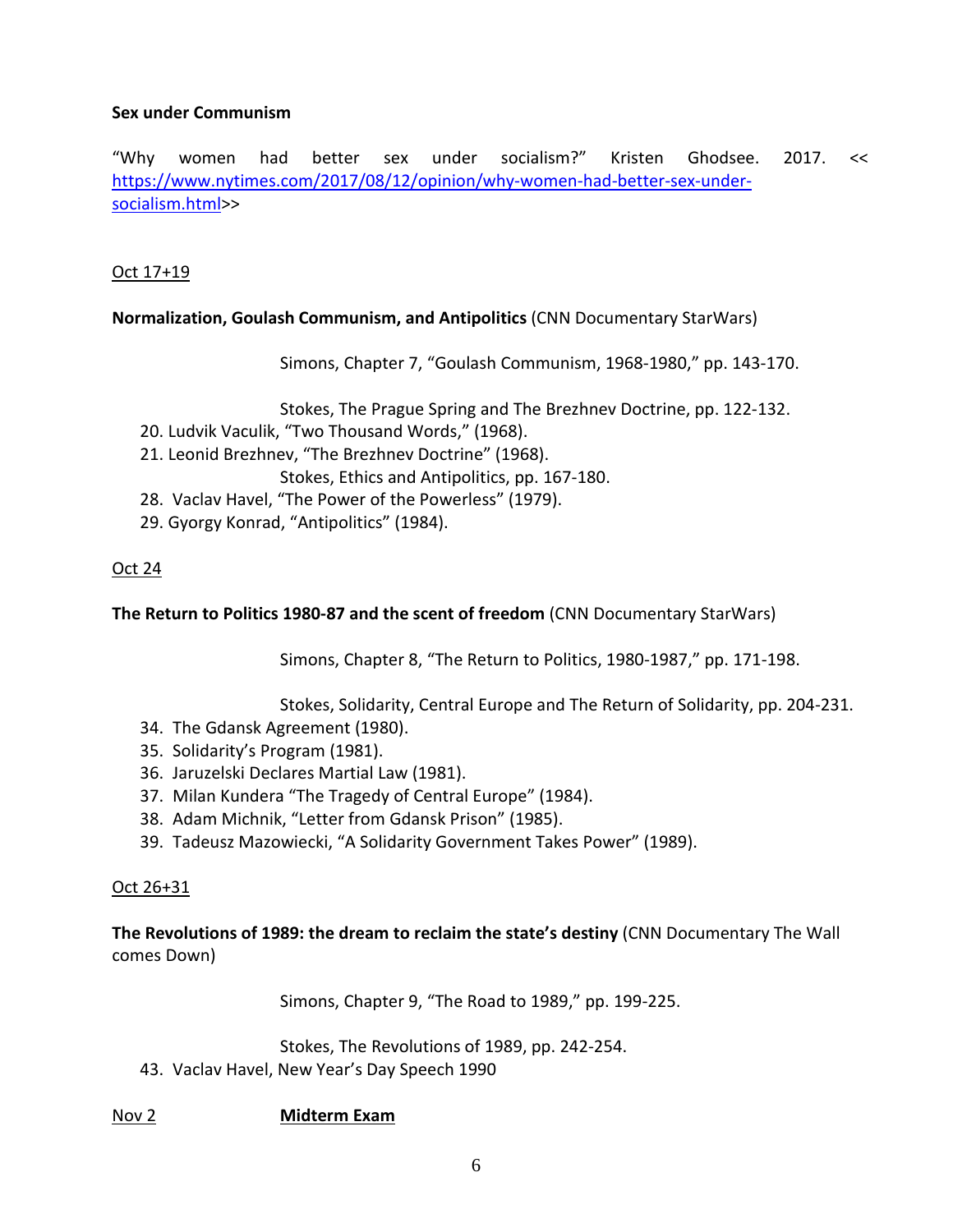**Sex under Communism**

"Why women had better sex under socialism?" Kristen Ghodsee. 2017. << https://www.nytimes.com/2017/08/12/opinion/why-women-had-better-sex-under-socialism.html>>

Oct 17+19

**Normalization, Goulash Communism, and Antipolitics** (CNN Documentary StarWars)

Simons, Chapter 7, "Goulash Communism, 1968-1980," pp. 143-170.

Stokes, The Prague Spring and The Brezhnev Doctrine, pp. 122-132.

20. Ludvik Vaculik, "Two Thousand Words," (1968).
21. Leonid Brezhnev, "The Brezhnev Doctrine" (1968).

Stokes, Ethics and Antipolitics, pp. 167-180.

28. Vaclav Havel, "The Power of the Powerless" (1979).
29. Gyorgy Konrad, "Antipolitics" (1984).

Oct 24

**The Return to Politics 1980-87 and the scent of freedom** (CNN Documentary StarWars)

Simons, Chapter 8, "The Return to Politics, 1980-1987," pp. 171-198.

Stokes, Solidarity, Central Europe and The Return of Solidarity, pp. 204-231.

34. The Gdansk Agreement (1980).
35. Solidarity's Program (1981).
36. Jaruzelski Declares Martial Law (1981).
37. Milan Kundera "The Tragedy of Central Europe" (1984).
38. Adam Michnik, "Letter from Gdansk Prison" (1985).
39. Tadeusz Mazowiecki, "A Solidarity Government Takes Power" (1989).

Oct 26+31

**The Revolutions of 1989: the dream to reclaim the state's destiny** (CNN Documentary The Wall comes Down)

Simons, Chapter 9, "The Road to 1989," pp. 199-225.

Stokes, The Revolutions of 1989, pp. 242-254.

43. Vaclav Havel, New Year's Day Speech 1990

Nov 2 **Midterm Exam**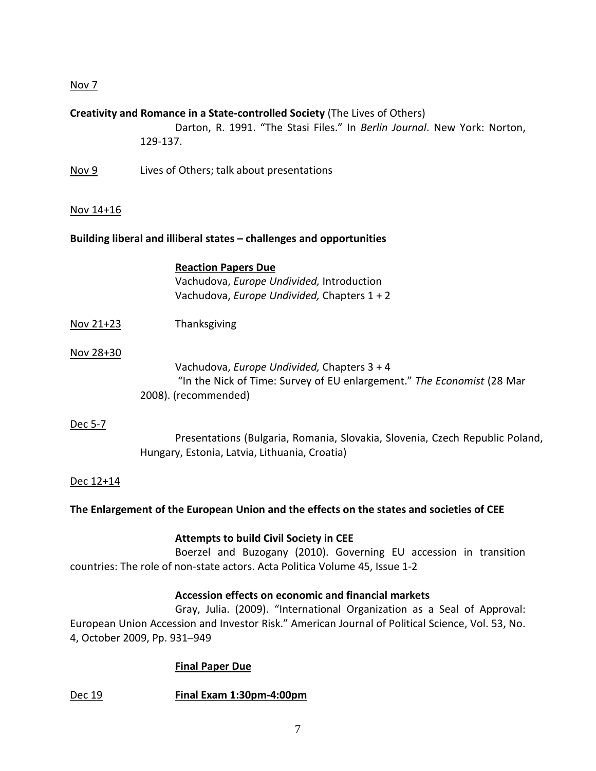<u>Nov 7</u>

**Creativity and Romance in a State-controlled Society** (The Lives of Others)

Darton, R. 1991. "The Stasi Files." In *Berlin Journal*. New York: Norton, 129-137.

<u>Nov 9</u> Lives of Others; talk about presentations

<u>Nov 14+16</u>

**Building liberal and illiberal states – challenges and opportunities**

**<u>Reaction Papers Due</u>**

Vachudova, *Europe Undivided,* Introduction

Vachudova, *Europe Undivided,* Chapters 1 + 2

<u>Nov 21+23</u> Thanksgiving

<u>Nov 28+30</u>

Vachudova, *Europe Undivided,* Chapters 3 + 4

"In the Nick of Time: Survey of EU enlargement." *The Economist* (28 Mar 2008). (recommended)

<u>Dec 5-7</u>

Presentations (Bulgaria, Romania, Slovakia, Slovenia, Czech Republic Poland, Hungary, Estonia, Latvia, Lithuania, Croatia)

<u>Dec 12+14</u>

**The Enlargement of the European Union and the effects on the states and societies of CEE**

**Attempts to build Civil Society in CEE**

Boerzel and Buzogany (2010). Governing EU accession in transition countries: The role of non-state actors. Acta Politica Volume 45, Issue 1-2

**Accession effects on economic and financial markets**

Gray, Julia. (2009). "International Organization as a Seal of Approval: European Union Accession and Investor Risk." American Journal of Political Science, Vol. 53, No. 4, October 2009, Pp. 931–949

**<u>Final Paper Due</u>**

<u>Dec 19</u> **<u>Final Exam 1:30pm-4:00pm</u>**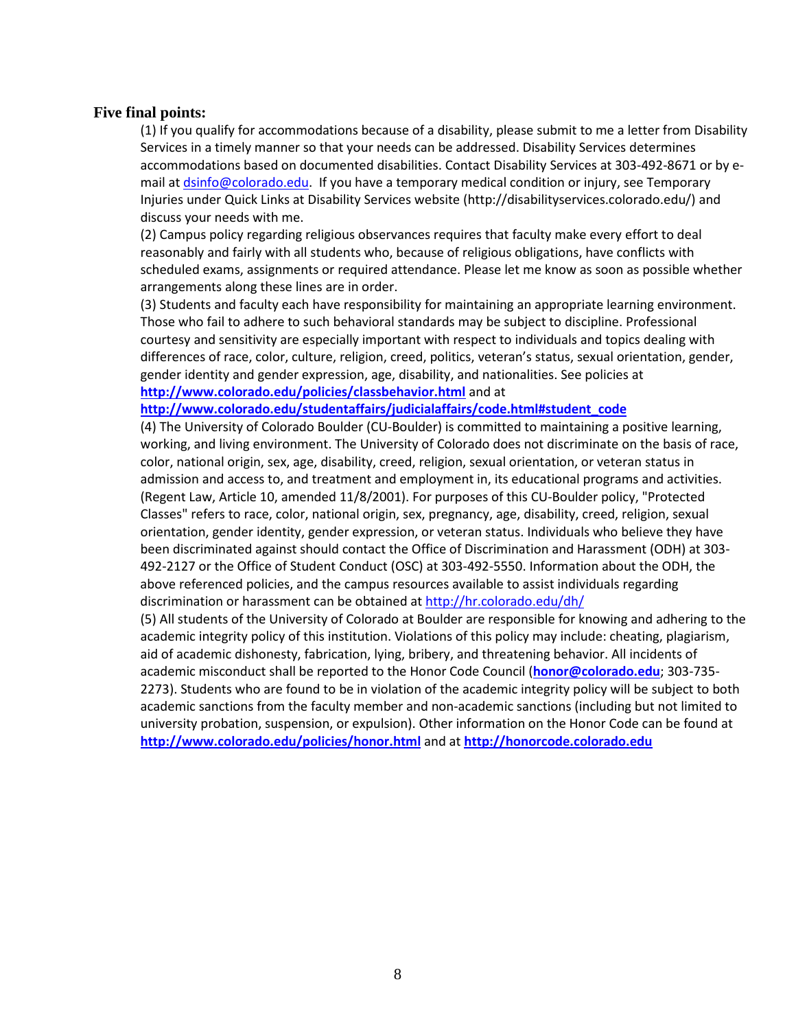**Five final points:**

(1) If you qualify for accommodations because of a disability, please submit to me a letter from Disability Services in a timely manner so that your needs can be addressed. Disability Services determines accommodations based on documented disabilities. Contact Disability Services at 303-492-8671 or by e-mail at dsinfo@colorado.edu. If you have a temporary medical condition or injury, see Temporary Injuries under Quick Links at Disability Services website (http://disabilityservices.colorado.edu/) and discuss your needs with me.

(2) Campus policy regarding religious observances requires that faculty make every effort to deal reasonably and fairly with all students who, because of religious obligations, have conflicts with scheduled exams, assignments or required attendance. Please let me know as soon as possible whether arrangements along these lines are in order.

(3) Students and faculty each have responsibility for maintaining an appropriate learning environment. Those who fail to adhere to such behavioral standards may be subject to discipline. Professional courtesy and sensitivity are especially important with respect to individuals and topics dealing with differences of race, color, culture, religion, creed, politics, veteran's status, sexual orientation, gender, gender identity and gender expression, age, disability, and nationalities. See policies at **http://www.colorado.edu/policies/classbehavior.html** and at **http://www.colorado.edu/studentaffairs/judicialaffairs/code.html#student_code**

(4) The University of Colorado Boulder (CU-Boulder) is committed to maintaining a positive learning, working, and living environment. The University of Colorado does not discriminate on the basis of race, color, national origin, sex, age, disability, creed, religion, sexual orientation, or veteran status in admission and access to, and treatment and employment in, its educational programs and activities. (Regent Law, Article 10, amended 11/8/2001). For purposes of this CU-Boulder policy, "Protected Classes" refers to race, color, national origin, sex, pregnancy, age, disability, creed, religion, sexual orientation, gender identity, gender expression, or veteran status. Individuals who believe they have been discriminated against should contact the Office of Discrimination and Harassment (ODH) at 303-492-2127 or the Office of Student Conduct (OSC) at 303-492-5550. Information about the ODH, the above referenced policies, and the campus resources available to assist individuals regarding discrimination or harassment can be obtained at http://hr.colorado.edu/dh/

(5) All students of the University of Colorado at Boulder are responsible for knowing and adhering to the academic integrity policy of this institution. Violations of this policy may include: cheating, plagiarism, aid of academic dishonesty, fabrication, lying, bribery, and threatening behavior. All incidents of academic misconduct shall be reported to the Honor Code Council (**honor@colorado.edu**; 303-735-2273). Students who are found to be in violation of the academic integrity policy will be subject to both academic sanctions from the faculty member and non-academic sanctions (including but not limited to university probation, suspension, or expulsion). Other information on the Honor Code can be found at **http://www.colorado.edu/policies/honor.html** and at **http://honorcode.colorado.edu**